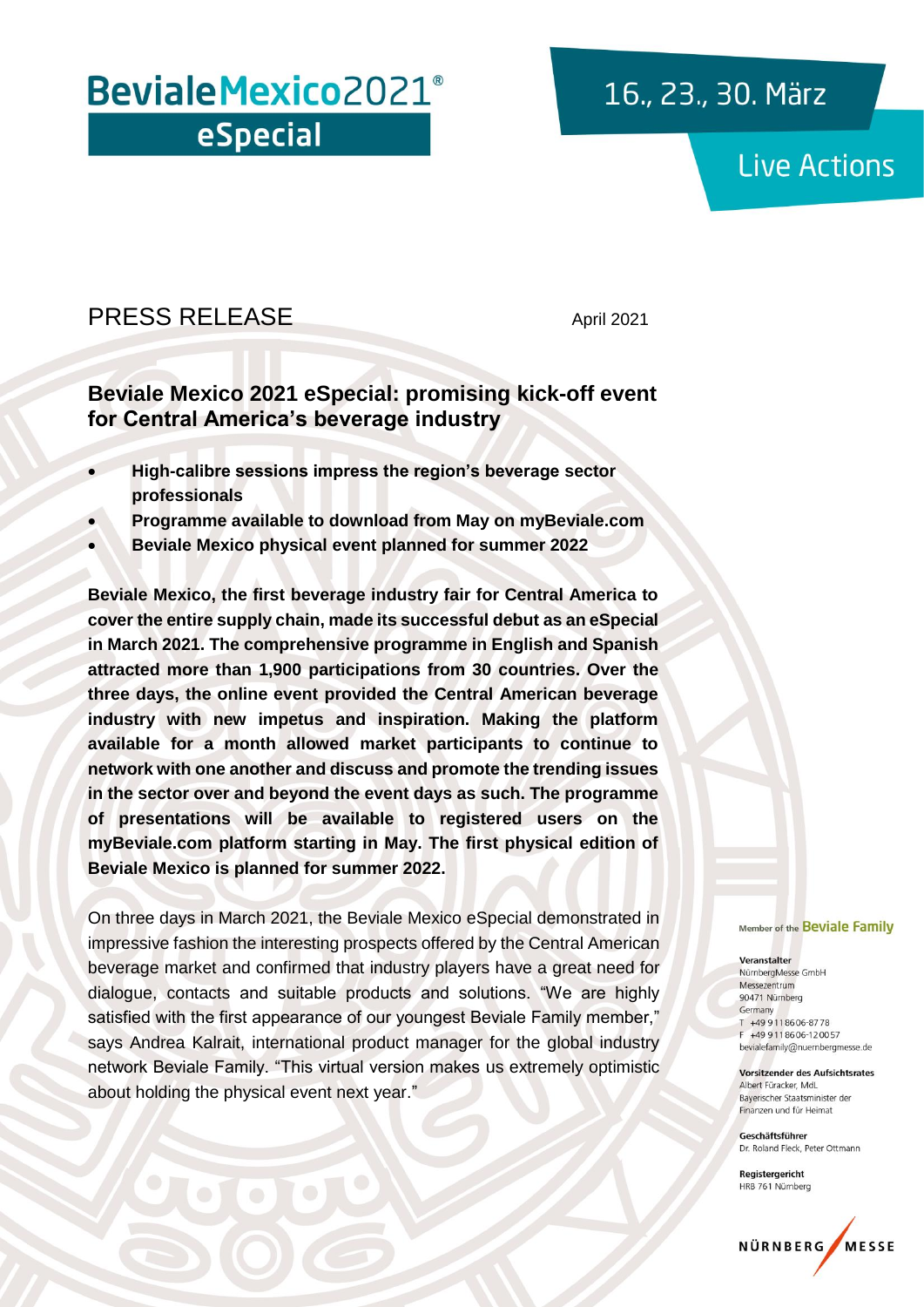**BevialeMexico2021®**
**eSpecial**

16., 23., 30. März

Live Actions

PRESS RELEASE

April 2021

## Beviale Mexico 2021 eSpecial: promising kick-off event for Central America's beverage industry

- **High-calibre sessions impress the region's beverage sector professionals**
- **Programme available to download from May on myBeviale.com**
- **Beviale Mexico physical event planned for summer 2022**

**Beviale Mexico, the first beverage industry fair for Central America to cover the entire supply chain, made its successful debut as an eSpecial in March 2021. The comprehensive programme in English and Spanish attracted more than 1,900 participations from 30 countries. Over the three days, the online event provided the Central American beverage industry with new impetus and inspiration. Making the platform available for a month allowed market participants to continue to network with one another and discuss and promote the trending issues in the sector over and beyond the event days as such. The programme of presentations will be available to registered users on the myBeviale.com platform starting in May. The first physical edition of Beviale Mexico is planned for summer 2022.**

On three days in March 2021, the Beviale Mexico eSpecial demonstrated in impressive fashion the interesting prospects offered by the Central American beverage market and confirmed that industry players have a great need for dialogue, contacts and suitable products and solutions. "We are highly satisfied with the first appearance of our youngest Beviale Family member," says Andrea Kalrait, international product manager for the global industry network Beviale Family. "This virtual version makes us extremely optimistic about holding the physical event next year."

Member of the **Beviale Family**

**Veranstalter**
NürnbergMesse GmbH
Messezentrum
90471 Nürnberg
Germany
T +49 9 11 86 06-87 78
F +49 9 11 86 06-12 00 57
bevialefamily@nuernbergmesse.de

**Vorsitzender des Aufsichtsrates**
Albert Füracker, MdL
Bayerischer Staatsminister der Finanzen und für Heimat

**Geschäftsführer**
Dr. Roland Fleck, Peter Ottmann

**Registergericht**
HRB 761 Nürnberg

NÜRNBERG MESSE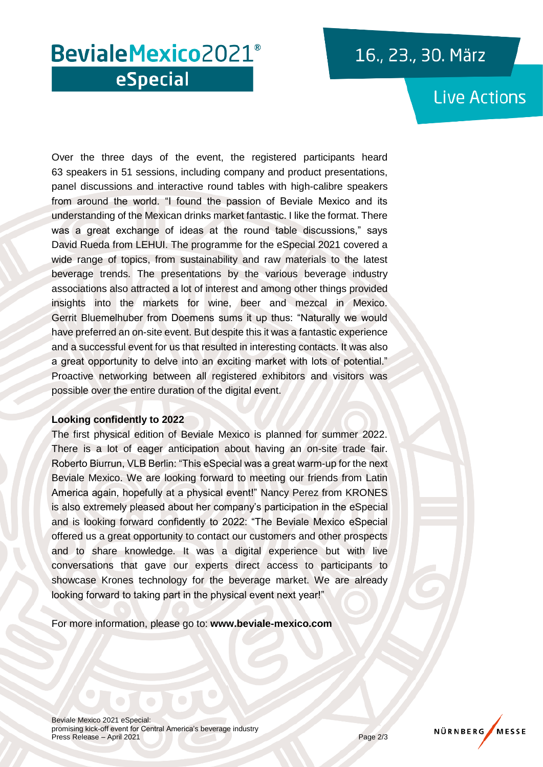Over the three days of the event, the registered participants heard 63 speakers in 51 sessions, including company and product presentations, panel discussions and interactive round tables with high-calibre speakers from around the world. "I found the passion of Beviale Mexico and its understanding of the Mexican drinks market fantastic. I like the format. There was a great exchange of ideas at the round table discussions," says David Rueda from LEHUI. The programme for the eSpecial 2021 covered a wide range of topics, from sustainability and raw materials to the latest beverage trends. The presentations by the various beverage industry associations also attracted a lot of interest and among other things provided insights into the markets for wine, beer and mezcal in Mexico. Gerrit Bluemelhuber from Doemens sums it up thus: "Naturally we would have preferred an on-site event. But despite this it was a fantastic experience and a successful event for us that resulted in interesting contacts. It was also a great opportunity to delve into an exciting market with lots of potential." Proactive networking between all registered exhibitors and visitors was possible over the entire duration of the digital event.

**Looking confidently to 2022**

The first physical edition of Beviale Mexico is planned for summer 2022. There is a lot of eager anticipation about having an on-site trade fair. Roberto Biurrun, VLB Berlin: "This eSpecial was a great warm-up for the next Beviale Mexico. We are looking forward to meeting our friends from Latin America again, hopefully at a physical event!" Nancy Perez from KRONES is also extremely pleased about her company's participation in the eSpecial and is looking forward confidently to 2022: "The Beviale Mexico eSpecial offered us a great opportunity to contact our customers and other prospects and to share knowledge. It was a digital experience but with live conversations that gave our experts direct access to participants to showcase Krones technology for the beverage market. We are already looking forward to taking part in the physical event next year!"

For more information, please go to: **www.beviale-mexico.com**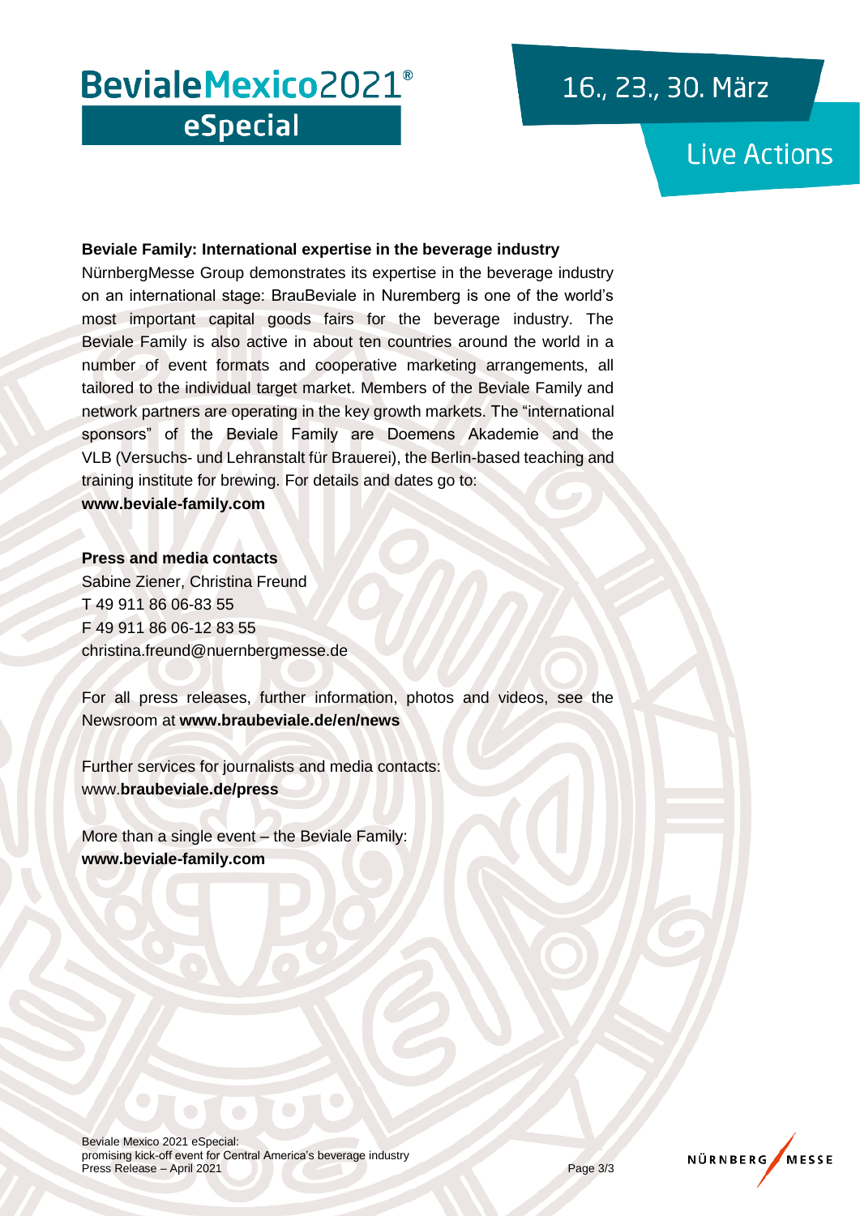**Beviale Family: International expertise in the beverage industry**

NürnbergMesse Group demonstrates its expertise in the beverage industry on an international stage: BrauBeviale in Nuremberg is one of the world's most important capital goods fairs for the beverage industry. The Beviale Family is also active in about ten countries around the world in a number of event formats and cooperative marketing arrangements, all tailored to the individual target market. Members of the Beviale Family and network partners are operating in the key growth markets. The "international sponsors" of the Beviale Family are Doemens Akademie and the VLB (Versuchs- und Lehranstalt für Brauerei), the Berlin-based teaching and training institute for brewing. For details and dates go to:
**www.beviale-family.com**

**Press and media contacts**

Sabine Ziener, Christina Freund
T 49 911 86 06-83 55
F 49 911 86 06-12 83 55
christina.freund@nuernbergmesse.de

For all press releases, further information, photos and videos, see the Newsroom at **www.braubeviale.de/en/news**

Further services for journalists and media contacts:
www.**braubeviale.de/press**

More than a single event – the Beviale Family:
**www.beviale-family.com**